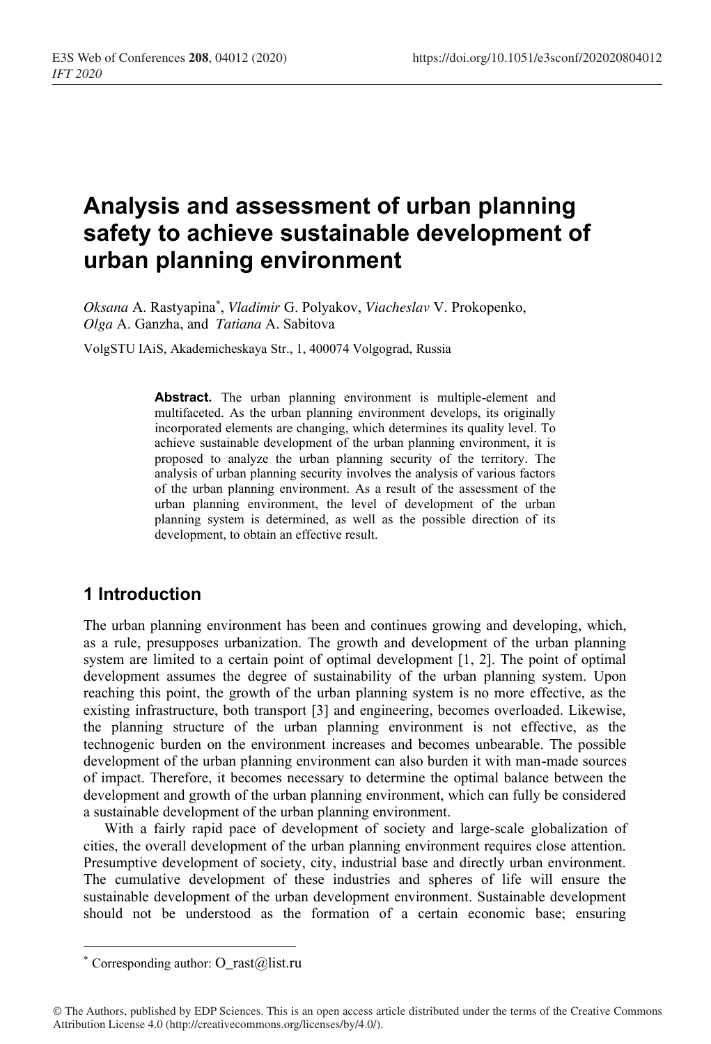# Analysis and assessment of urban planning safety to achieve sustainable development of urban planning environment

*Oksana* A. Rastyapina*, *Vladimir* G. Polyakov, *Viacheslav* V. Prokopenko, *Olga* A. Ganzha, and *Tatiana* A. Sabitova

VolgSTU IAiS, Akademicheskaya Str., 1, 400074 Volgograd, Russia

**Abstract.** The urban planning environment is multiple-element and multifaceted. As the urban planning environment develops, its originally incorporated elements are changing, which determines its quality level. To achieve sustainable development of the urban planning environment, it is proposed to analyze the urban planning security of the territory. The analysis of urban planning security involves the analysis of various factors of the urban planning environment. As a result of the assessment of the urban planning environment, the level of development of the urban planning system is determined, as well as the possible direction of its development, to obtain an effective result.

## 1 Introduction

The urban planning environment has been and continues growing and developing, which, as a rule, presupposes urbanization. The growth and development of the urban planning system are limited to a certain point of optimal development [1, 2]. The point of optimal development assumes the degree of sustainability of the urban planning system. Upon reaching this point, the growth of the urban planning system is no more effective, as the existing infrastructure, both transport [3] and engineering, becomes overloaded. Likewise, the planning structure of the urban planning environment is not effective, as the technogenic burden on the environment increases and becomes unbearable. The possible development of the urban planning environment can also burden it with man-made sources of impact. Therefore, it becomes necessary to determine the optimal balance between the development and growth of the urban planning environment, which can fully be considered a sustainable development of the urban planning environment.

With a fairly rapid pace of development of society and large-scale globalization of cities, the overall development of the urban planning environment requires close attention. Presumptive development of society, city, industrial base and directly urban environment. The cumulative development of these industries and spheres of life will ensure the sustainable development of the urban development environment. Sustainable development should not be understood as the formation of a certain economic base; ensuring

* Corresponding author: O_rast@list.ru

© The Authors, published by EDP Sciences. This is an open access article distributed under the terms of the Creative Commons Attribution License 4.0 (http://creativecommons.org/licenses/by/4.0/).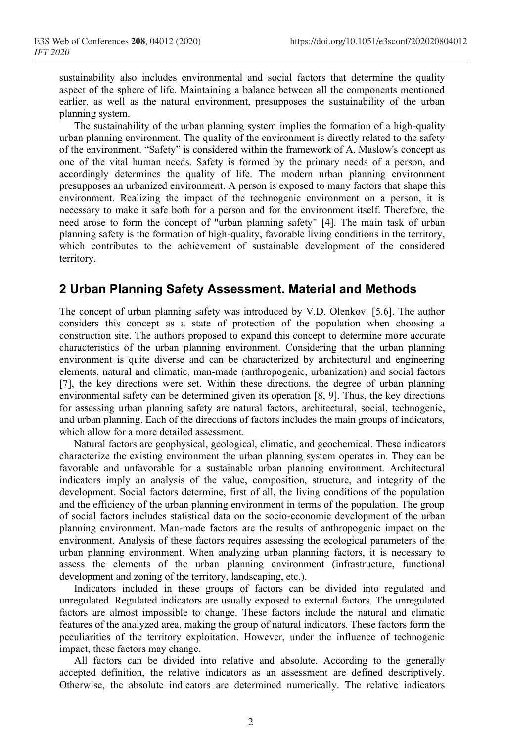sustainability also includes environmental and social factors that determine the quality aspect of the sphere of life. Maintaining a balance between all the components mentioned earlier, as well as the natural environment, presupposes the sustainability of the urban planning system.

The sustainability of the urban planning system implies the formation of a high-quality urban planning environment. The quality of the environment is directly related to the safety of the environment. "Safety" is considered within the framework of A. Maslow's concept as one of the vital human needs. Safety is formed by the primary needs of a person, and accordingly determines the quality of life. The modern urban planning environment presupposes an urbanized environment. A person is exposed to many factors that shape this environment. Realizing the impact of the technogenic environment on a person, it is necessary to make it safe both for a person and for the environment itself. Therefore, the need arose to form the concept of "urban planning safety" [4]. The main task of urban planning safety is the formation of high-quality, favorable living conditions in the territory, which contributes to the achievement of sustainable development of the considered territory.

## 2 Urban Planning Safety Assessment. Material and Methods

The concept of urban planning safety was introduced by V.D. Olenkov. [5.6]. The author considers this concept as a state of protection of the population when choosing a construction site. The authors proposed to expand this concept to determine more accurate characteristics of the urban planning environment. Considering that the urban planning environment is quite diverse and can be characterized by architectural and engineering elements, natural and climatic, man-made (anthropogenic, urbanization) and social factors [7], the key directions were set. Within these directions, the degree of urban planning environmental safety can be determined given its operation [8, 9]. Thus, the key directions for assessing urban planning safety are natural factors, architectural, social, technogenic, and urban planning. Each of the directions of factors includes the main groups of indicators, which allow for a more detailed assessment.

Natural factors are geophysical, geological, climatic, and geochemical. These indicators characterize the existing environment the urban planning system operates in. They can be favorable and unfavorable for a sustainable urban planning environment. Architectural indicators imply an analysis of the value, composition, structure, and integrity of the development. Social factors determine, first of all, the living conditions of the population and the efficiency of the urban planning environment in terms of the population. The group of social factors includes statistical data on the socio-economic development of the urban planning environment. Man-made factors are the results of anthropogenic impact on the environment. Analysis of these factors requires assessing the ecological parameters of the urban planning environment. When analyzing urban planning factors, it is necessary to assess the elements of the urban planning environment (infrastructure, functional development and zoning of the territory, landscaping, etc.).

Indicators included in these groups of factors can be divided into regulated and unregulated. Regulated indicators are usually exposed to external factors. The unregulated factors are almost impossible to change. These factors include the natural and climatic features of the analyzed area, making the group of natural indicators. These factors form the peculiarities of the territory exploitation. However, under the influence of technogenic impact, these factors may change.

All factors can be divided into relative and absolute. According to the generally accepted definition, the relative indicators as an assessment are defined descriptively. Otherwise, the absolute indicators are determined numerically. The relative indicators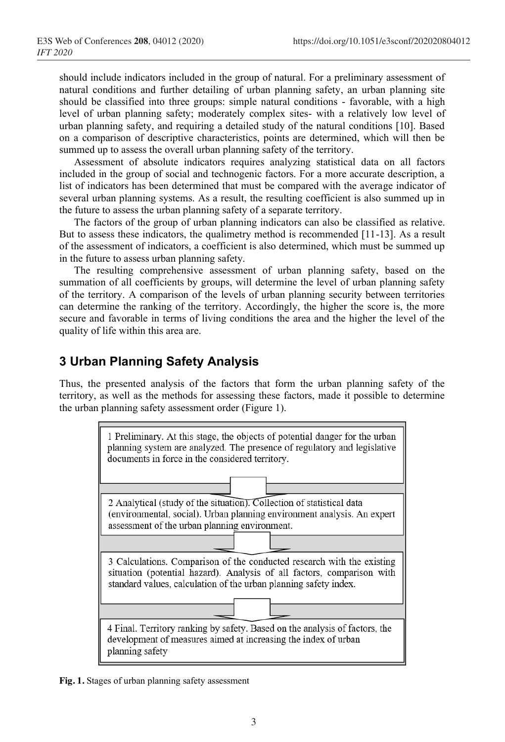should include indicators included in the group of natural. For a preliminary assessment of natural conditions and further detailing of urban planning safety, an urban planning site should be classified into three groups: simple natural conditions - favorable, with a high level of urban planning safety; moderately complex sites- with a relatively low level of urban planning safety, and requiring a detailed study of the natural conditions [10]. Based on a comparison of descriptive characteristics, points are determined, which will then be summed up to assess the overall urban planning safety of the territory.

Assessment of absolute indicators requires analyzing statistical data on all factors included in the group of social and technogenic factors. For a more accurate description, a list of indicators has been determined that must be compared with the average indicator of several urban planning systems. As a result, the resulting coefficient is also summed up in the future to assess the urban planning safety of a separate territory.

The factors of the group of urban planning indicators can also be classified as relative. But to assess these indicators, the qualimetry method is recommended [11-13]. As a result of the assessment of indicators, a coefficient is also determined, which must be summed up in the future to assess urban planning safety.

The resulting comprehensive assessment of urban planning safety, based on the summation of all coefficients by groups, will determine the level of urban planning safety of the territory. A comparison of the levels of urban planning security between territories can determine the ranking of the territory. Accordingly, the higher the score is, the more secure and favorable in terms of living conditions the area and the higher the level of the quality of life within this area are.

## 3 Urban Planning Safety Analysis

Thus, the presented analysis of the factors that form the urban planning safety of the territory, as well as the methods for assessing these factors, made it possible to determine the urban planning safety assessment order (Figure 1).

1 Preliminary. At this stage, the objects of potential danger for the urban planning system are analyzed. The presence of regulatory and legislative documents in force in the considered territory.

2 Analytical (study of the situation). Collection of statistical data (environmental, social). Urban planning environment analysis. An expert assessment of the urban planning environment.

3 Calculations. Comparison of the conducted research with the existing situation (potential hazard). Analysis of all factors, comparison with standard values, calculation of the urban planning safety index.

4 Final. Territory ranking by safety. Based on the analysis of factors, the development of measures aimed at increasing the index of urban planning safety

**Fig. 1.** Stages of urban planning safety assessment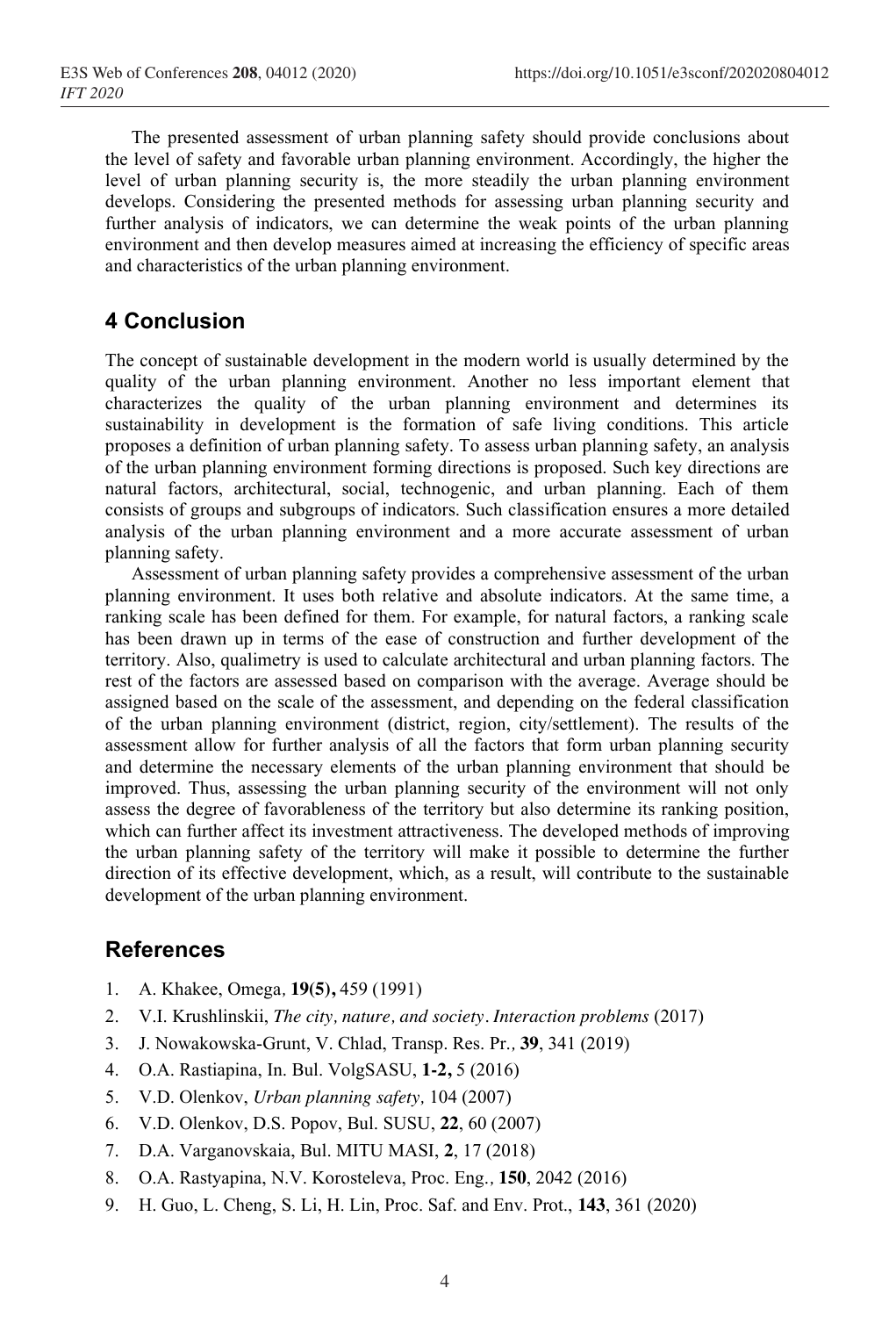The presented assessment of urban planning safety should provide conclusions about the level of safety and favorable urban planning environment. Accordingly, the higher the level of urban planning security is, the more steadily the urban planning environment develops. Considering the presented methods for assessing urban planning security and further analysis of indicators, we can determine the weak points of the urban planning environment and then develop measures aimed at increasing the efficiency of specific areas and characteristics of the urban planning environment.

## 4 Conclusion

The concept of sustainable development in the modern world is usually determined by the quality of the urban planning environment. Another no less important element that characterizes the quality of the urban planning environment and determines its sustainability in development is the formation of safe living conditions. This article proposes a definition of urban planning safety. To assess urban planning safety, an analysis of the urban planning environment forming directions is proposed. Such key directions are natural factors, architectural, social, technogenic, and urban planning. Each of them consists of groups and subgroups of indicators. Such classification ensures a more detailed analysis of the urban planning environment and a more accurate assessment of urban planning safety.

Assessment of urban planning safety provides a comprehensive assessment of the urban planning environment. It uses both relative and absolute indicators. At the same time, a ranking scale has been defined for them. For example, for natural factors, a ranking scale has been drawn up in terms of the ease of construction and further development of the territory. Also, qualimetry is used to calculate architectural and urban planning factors. The rest of the factors are assessed based on comparison with the average. Average should be assigned based on the scale of the assessment, and depending on the federal classification of the urban planning environment (district, region, city/settlement). The results of the assessment allow for further analysis of all the factors that form urban planning security and determine the necessary elements of the urban planning environment that should be improved. Thus, assessing the urban planning security of the environment will not only assess the degree of favorableness of the territory but also determine its ranking position, which can further affect its investment attractiveness. The developed methods of improving the urban planning safety of the territory will make it possible to determine the further direction of its effective development, which, as a result, will contribute to the sustainable development of the urban planning environment.

## References

1. A. Khakee, Omega, **19(5),** 459 (1991)
2. V.I. Krushlinskii, *The city, nature, and society. Interaction problems* (2017)
3. J. Nowakowska-Grunt, V. Chlad, Transp. Res. Pr., **39**, 341 (2019)
4. O.A. Rastiapina, In. Bul. VolgSASU, **1-2,** 5 (2016)
5. V.D. Olenkov, *Urban planning safety,* 104 (2007)
6. V.D. Olenkov, D.S. Popov, Bul. SUSU, **22**, 60 (2007)
7. D.A. Varganovskaia, Bul. MITU MASI, **2**, 17 (2018)
8. O.A. Rastyapina, N.V. Korosteleva, Proc. Eng., **150**, 2042 (2016)
9. H. Guo, L. Cheng, S. Li, H. Lin, Proc. Saf. and Env. Prot., **143**, 361 (2020)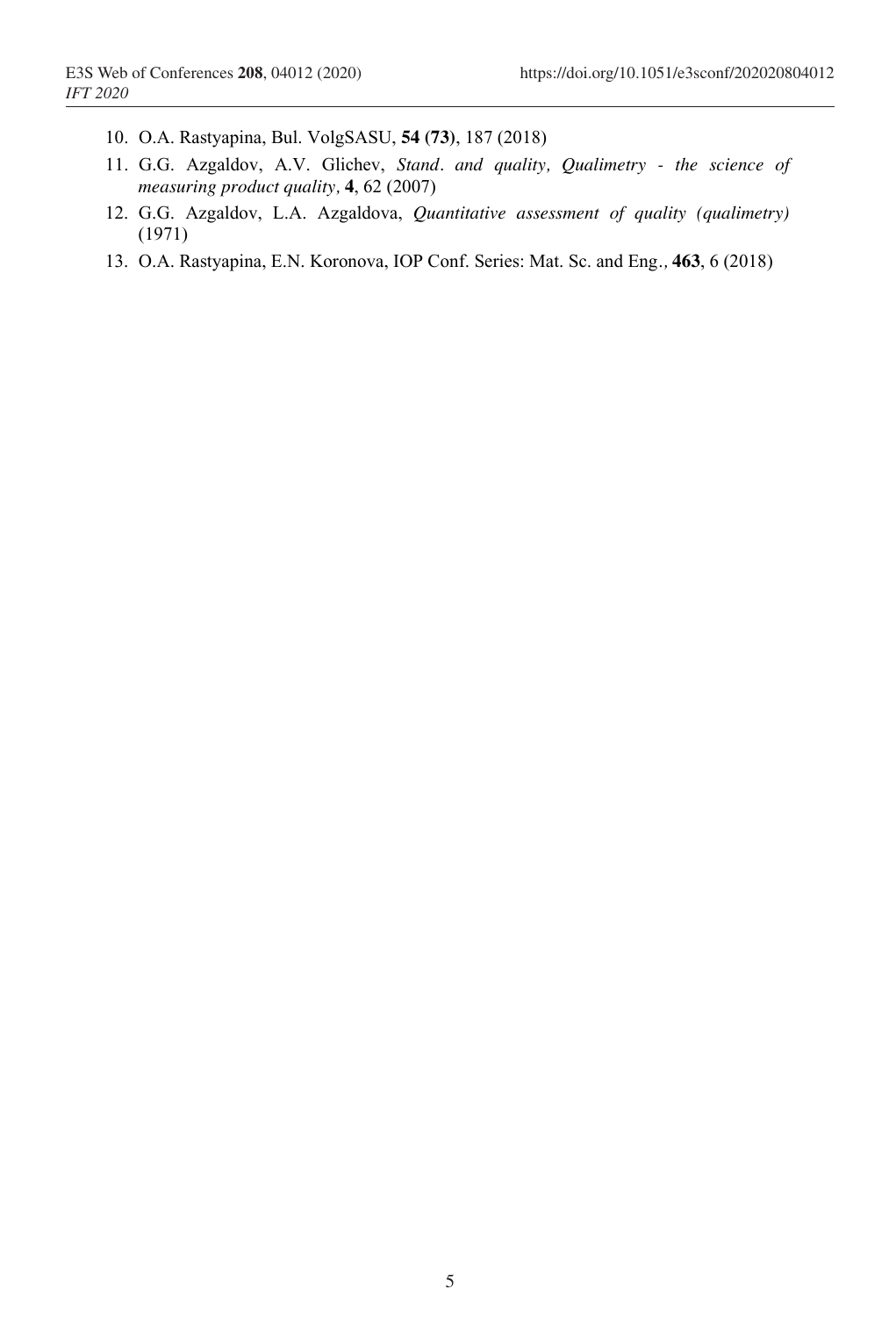10. O.A. Rastyapina, Bul. VolgSASU, **54 (73)**, 187 (2018)
11. G.G. Azgaldov, A.V. Glichev, *Stand. and quality, Qualimetry - the science of measuring product quality*, **4**, 62 (2007)
12. G.G. Azgaldov, L.A. Azgaldova, *Quantitative assessment of quality (qualimetry)* (1971)
13. O.A. Rastyapina, E.N. Koronova, IOP Conf. Series: Mat. Sc. and Eng., **463**, 6 (2018)